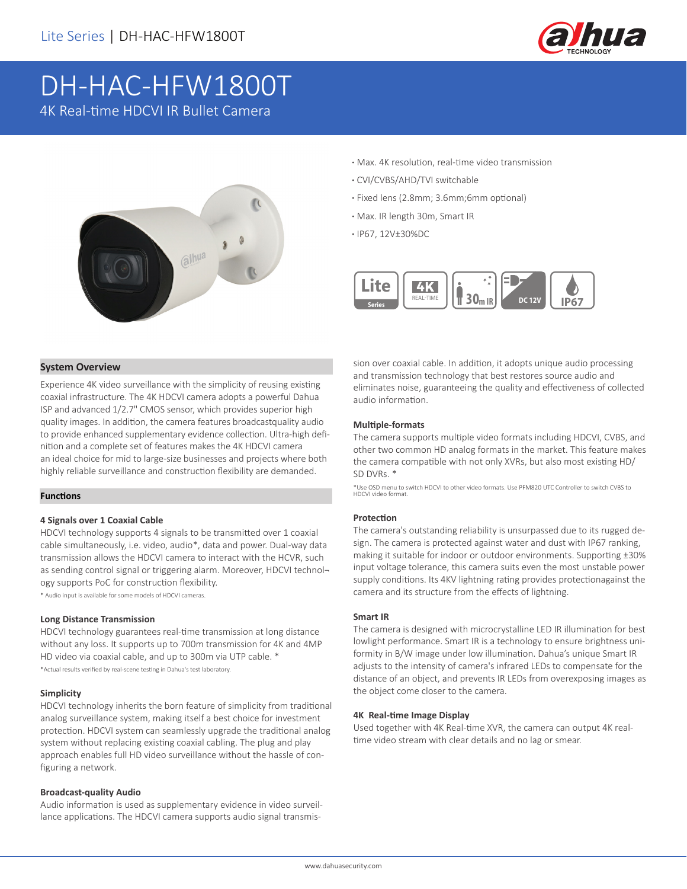# DH-HAC-HFW1800T

4K Real-time HDCVI IR Bullet Camera

- Max. 4K resolution, real-time video transmission
- CVI/CVBS/AHD/TVI switchable
- Fixed lens (2.8mm; 3.6mm;6mm optional)
- Max. IR length 30m, Smart IR
- IP67, 12V±30%DC

## System Overview

Experience 4K video surveillance with the simplicity of reusing existing coaxial infrastructure. The 4K HDCVI camera adopts a powerful Dahua ISP and advanced 1/2.7" CMOS sensor, which provides superior high quality images. In addition, the camera features broadcastquality audio to provide enhanced supplementary evidence collection. Ultra-high definition and a complete set of features makes the 4K HDCVI camera an ideal choice for mid to large-size businesses and projects where both highly reliable surveillance and construction flexibility are demanded.

## Functions

### 4 Signals over 1 Coaxial Cable

HDCVI technology supports 4 signals to be transmitted over 1 coaxial cable simultaneously, i.e. video, audio*, data and power. Dual-way data transmission allows the HDCVI camera to interact with the HCVR, such as sending control signal or triggering alarm. Moreover, HDCVI technology supports PoC for construction flexibility.

* Audio input is available for some models of HDCVI cameras.

### Long Distance Transmission

HDCVI technology guarantees real-time transmission at long distance without any loss. It supports up to 700m transmission for 4K and 4MP HD video via coaxial cable, and up to 300m via UTP cable. *

*Actual results verified by real-scene testing in Dahua's test laboratory.

### Simplicity

HDCVI technology inherits the born feature of simplicity from traditional analog surveillance system, making itself a best choice for investment protection. HDCVI system can seamlessly upgrade the traditional analog system without replacing existing coaxial cabling. The plug and play approach enables full HD video surveillance without the hassle of configuring a network.

### Broadcast-quality Audio

Audio information is used as supplementary evidence in video surveillance applications. The HDCVI camera supports audio signal transmission over coaxial cable. In addition, it adopts unique audio processing and transmission technology that best restores source audio and eliminates noise, guaranteeing the quality and effectiveness of collected audio information.

### Multiple-formats

The camera supports multiple video formats including HDCVI, CVBS, and other two common HD analog formats in the market. This feature makes the camera compatible with not only XVRs, but also most existing HD/SD DVRs. *

*Use OSD menu to switch HDCVI to other video formats. Use PFM820 UTC Controller to switch CVBS to HDCVI video format.

### Protection

The camera's outstanding reliability is unsurpassed due to its rugged design. The camera is protected against water and dust with IP67 ranking, making it suitable for indoor or outdoor environments. Supporting ±30% input voltage tolerance, this camera suits even the most unstable power supply conditions. Its 4KV lightning rating provides protectionagainst the camera and its structure from the effects of lightning.

### Smart IR

The camera is designed with microcrystalline LED IR illumination for best lowlight performance. Smart IR is a technology to ensure brightness uniformity in B/W image under low illumination. Dahua's unique Smart IR adjusts to the intensity of camera's infrared LEDs to compensate for the distance of an object, and prevents IR LEDs from overexposing images as the object come closer to the camera.

### 4K Real-time Image Display

Used together with 4K Real-time XVR, the camera can output 4K real-time video stream with clear details and no lag or smear.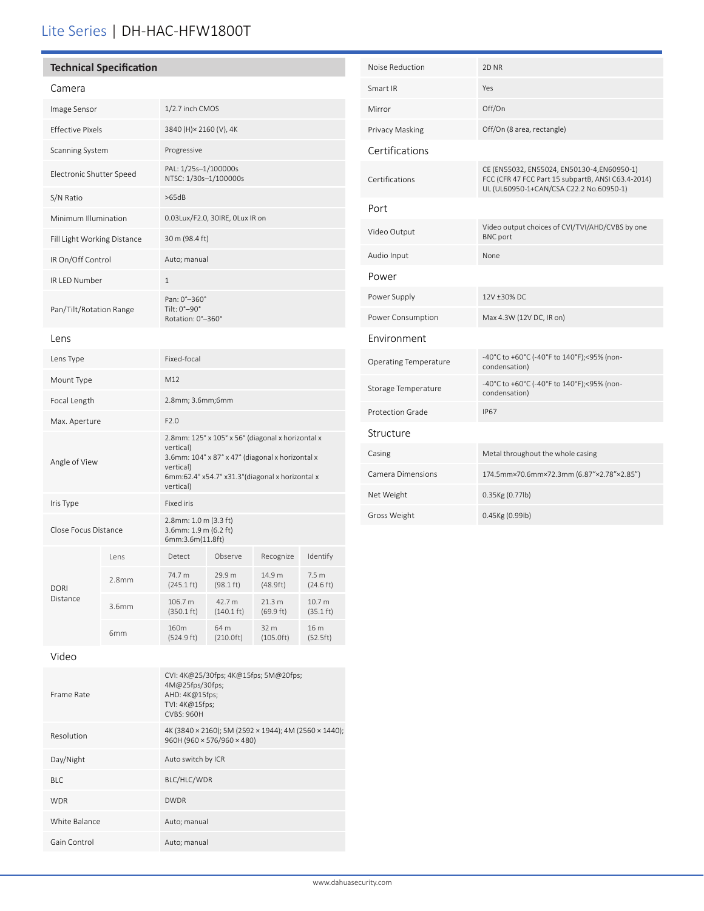# Lite Series | DH-HAC-HFW1800T

## Technical Specification

### Camera

| | |
|---|---|
| Image Sensor | 1/2.7 inch CMOS |
| Effective Pixels | 3840 (H)× 2160 (V), 4K |
| Scanning System | Progressive |
| Electronic Shutter Speed | PAL: 1/25s–1/100000s<br>NTSC: 1/30s–1/100000s |
| S/N Ratio | >65dB |
| Minimum Illumination | 0.03Lux/F2.0, 30IRE, 0Lux IR on |
| Fill Light Working Distance | 30 m (98.4 ft) |
| IR On/Off Control | Auto; manual |
| IR LED Number | 1 |
| Pan/Tilt/Rotation Range | Pan: 0°–360°<br>Tilt: 0°–90°<br>Rotation: 0°–360° |

### Lens

| | |
|---|---|
| Lens Type | Fixed-focal |
| Mount Type | M12 |
| Focal Length | 2.8mm; 3.6mm;6mm |
| Max. Aperture | F2.0 |
| Angle of View | 2.8mm: 125° x 105° x 56° (diagonal x horizontal x vertical)<br>3.6mm: 104° x 87° x 47° (diagonal x horizontal x vertical)<br>6mm:62.4° x54.7° x31.3°(diagonal x horizontal x vertical) |
| Iris Type | Fixed iris |
| Close Focus Distance | 2.8mm: 1.0 m (3.3 ft)<br>3.6mm: 1.9 m (6.2 ft)<br>6mm:3.6m(11.8ft) |

| DORI Distance | Lens | Detect | Observe | Recognize | Identify |
|---|---|---|---|---|---|
| | 2.8mm | 74.7 m (245.1 ft) | 29.9 m (98.1 ft) | 14.9 m (48.9ft) | 7.5 m (24.6 ft) |
| | 3.6mm | 106.7 m (350.1 ft) | 42.7 m (140.1 ft) | 21.3 m (69.9 ft) | 10.7 m (35.1 ft) |
| | 6mm | 160m (524.9 ft) | 64 m (210.0ft) | 32 m (105.0ft) | 16 m (52.5ft) |

### Video

| | |
|---|---|
| Frame Rate | CVI: 4K@25/30fps; 4K@15fps; 5M@20fps; 4M@25fps/30fps;<br>AHD: 4K@15fps;<br>TVI: 4K@15fps;<br>CVBS: 960H |
| Resolution | 4K (3840 × 2160); 5M (2592 × 1944); 4M (2560 × 1440); 960H (960 × 576/960 × 480) |
| Day/Night | Auto switch by ICR |
| BLC | BLC/HLC/WDR |
| WDR | DWDR |
| White Balance | Auto; manual |
| Gain Control | Auto; manual |
| Noise Reduction | 2D NR |
| Smart IR | Yes |
| Mirror | Off/On |
| Privacy Masking | Off/On (8 area, rectangle) |

### Certifications

| | |
|---|---|
| Certifications | CE (EN55032, EN55024, EN50130-4,EN60950-1)<br>FCC (CFR 47 FCC Part 15 subpartB, ANSI C63.4-2014)<br>UL (UL60950-1+CAN/CSA C22.2 No.60950-1) |

### Port

| | |
|---|---|
| Video Output | Video output choices of CVI/TVI/AHD/CVBS by one BNC port |
| Audio Input | None |

### Power

| | |
|---|---|
| Power Supply | 12V ±30% DC |
| Power Consumption | Max 4.3W (12V DC, IR on) |

### Environment

| | |
|---|---|
| Operating Temperature | -40°C to +60°C (-40°F to 140°F);<95% (non-condensation) |
| Storage Temperature | -40°C to +60°C (-40°F to 140°F);<95% (non-condensation) |
| Protection Grade | IP67 |

### Structure

| | |
|---|---|
| Casing | Metal throughout the whole casing |
| Camera Dimensions | 174.5mm×70.6mm×72.3mm (6.87"×2.78"×2.85") |
| Net Weight | 0.35Kg (0.77lb) |
| Gross Weight | 0.45Kg (0.99lb) |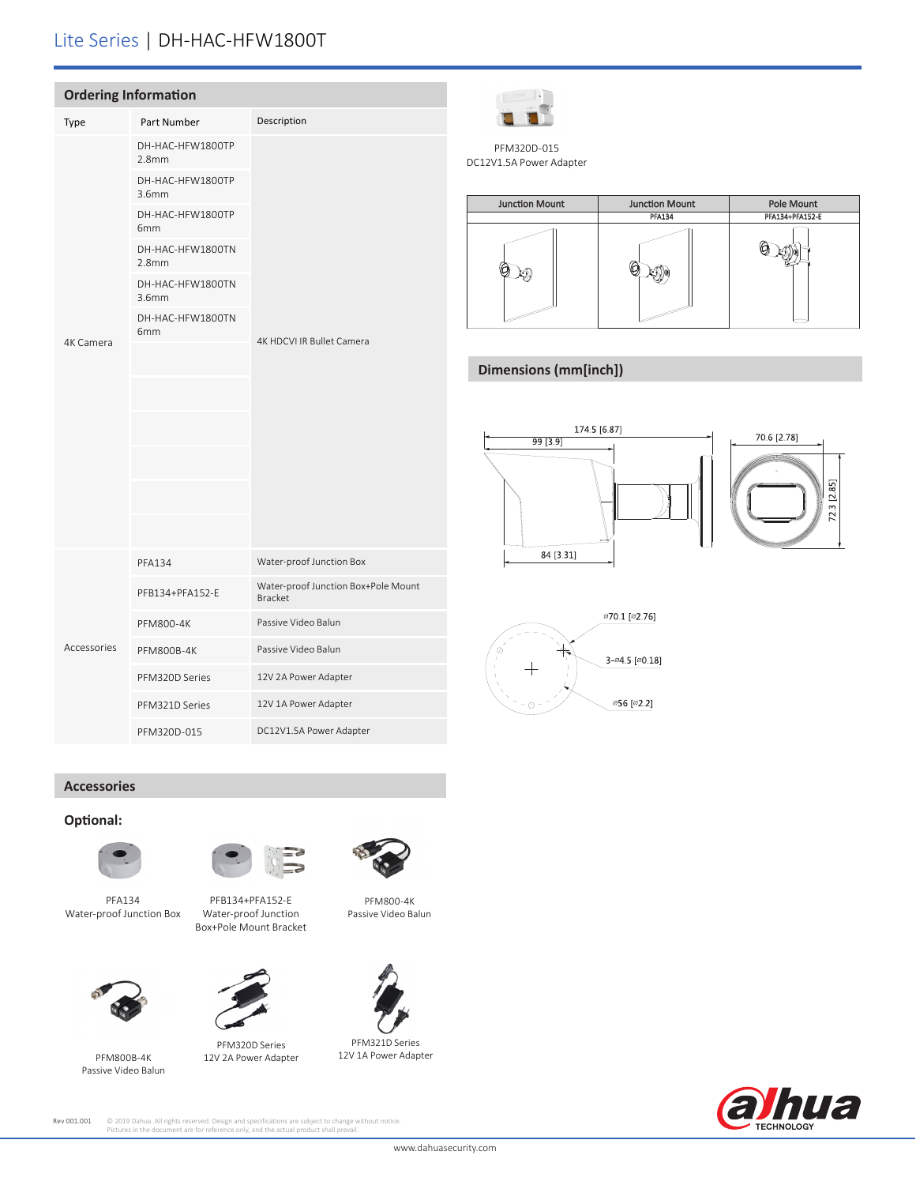## Lite Series | DH-HAC-HFW1800T

## Ordering Information

| Type | Part Number | Description |
|---|---|---|
| 4K Camera | DH-HAC-HFW1800TP 2.8mm | 4K HDCVI IR Bullet Camera |
| | DH-HAC-HFW1800TP 3.6mm | |
| | DH-HAC-HFW1800TP 6mm | |
| | DH-HAC-HFW1800TN 2.8mm | |
| | DH-HAC-HFW1800TN 3.6mm | |
| | DH-HAC-HFW1800TN 6mm | |
| Accessories | PFA134 | Water-proof Junction Box |
| | PFB134+PFA152-E | Water-proof Junction Box+Pole Mount Bracket |
| | PFM800-4K | Passive Video Balun |
| | PFM800B-4K | Passive Video Balun |
| | PFM320D Series | 12V 2A Power Adapter |
| | PFM321D Series | 12V 1A Power Adapter |
| | PFM320D-015 | DC12V1.5A Power Adapter |

PFM320D-015
DC12V1.5A Power Adapter

| Junction Mount | Junction Mount | Pole Mount |
|---|---|---|
| | PFA134 | PFA134+PFA152-E |

## Dimensions (mm[inch])

174.5 [6.87]
99 [3.9]
84 [3.31]
70.6 [2.78]
72.3 [2.85]
⌀70.1 [⌀2.76]
3-⌀4.5 [⌀0.18]
⌀56 [⌀2.2]

## Accessories

### Optional:

PFA134
Water-proof Junction Box

PFB134+PFA152-E
Water-proof Junction Box+Pole Mount Bracket

PFM800-4K
Passive Video Balun

PFM800B-4K
Passive Video Balun

PFM320D Series
12V 2A Power Adapter

PFM321D Series
12V 1A Power Adapter

Rev 001.001 © 2019 Dahua. All rights reserved. Design and specifications are subject to change without notice. Pictures in the document are for reference only, and the actual product shall prevail.

www.dahuasecurity.com